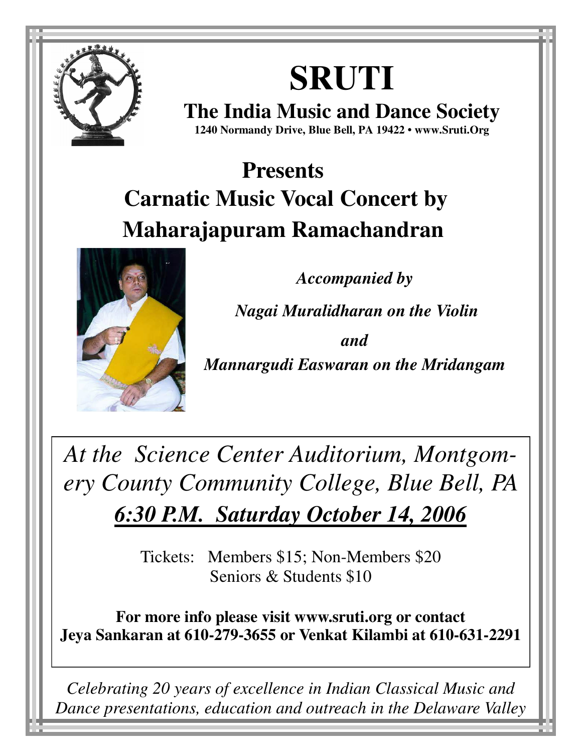# SRUTI

## The India Music and Dance Society

**1240 Normandy Drive, Blue Bell, PA 19422 • www.Sruti.Org**

## Presents
## Carnatic Music Vocal Concert by
## Maharajapuram Ramachandran

***Accompanied by***

***Nagai Muralidharan on the Violin***

***and***

***Mannargudi Easwaran on the Mridangam***

*At the Science Center Auditorium, Montgomery County Community College, Blue Bell, PA*

***6:30 P.M. Saturday October 14, 2006***

Tickets: Members $15; Non-Members $20
Seniors & Students $10

**For more info please visit www.sruti.org or contact Jeya Sankaran at 610-279-3655 or Venkat Kilambi at 610-631-2291**

*Celebrating 20 years of excellence in Indian Classical Music and Dance presentations, education and outreach in the Delaware Valley*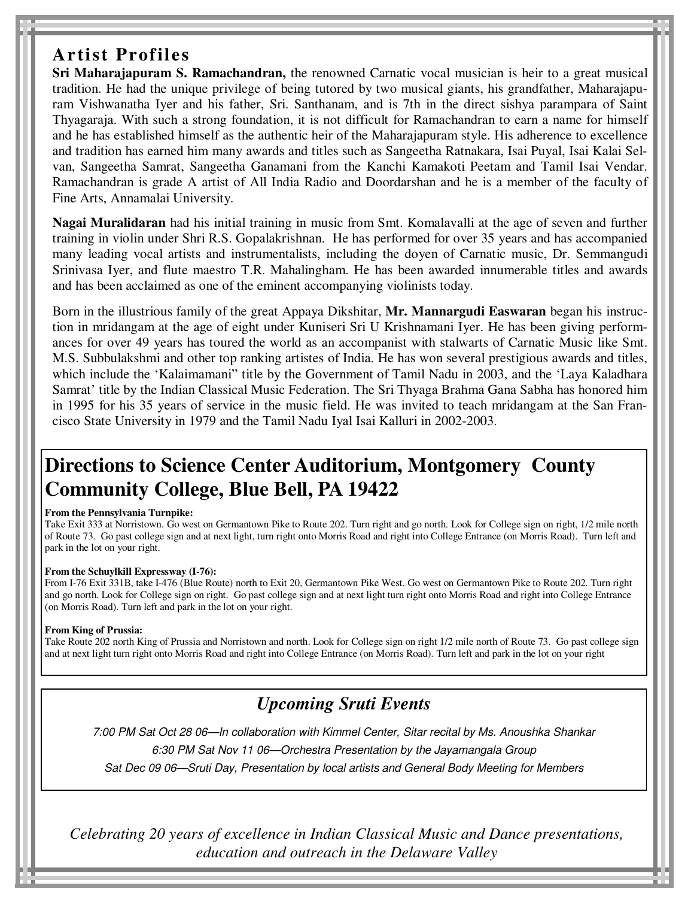## Artist Profiles

**Sri Maharajapuram S. Ramachandran,** the renowned Carnatic vocal musician is heir to a great musical tradition. He had the unique privilege of being tutored by two musical giants, his grandfather, Maharajapuram Vishwanatha Iyer and his father, Sri. Santhanam, and is 7th in the direct sishya parampara of Saint Thyagaraja. With such a strong foundation, it is not difficult for Ramachandran to earn a name for himself and he has established himself as the authentic heir of the Maharajapuram style. His adherence to excellence and tradition has earned him many awards and titles such as Sangeetha Ratnakara, Isai Puyal, Isai Kalai Selvan, Sangeetha Samrat, Sangeetha Ganamani from the Kanchi Kamakoti Peetam and Tamil Isai Vendar. Ramachandran is grade A artist of All India Radio and Doordarshan and he is a member of the faculty of Fine Arts, Annamalai University.

**Nagai Muralidaran** had his initial training in music from Smt. Komalavalli at the age of seven and further training in violin under Shri R.S. Gopalakrishnan. He has performed for over 35 years and has accompanied many leading vocal artists and instrumentalists, including the doyen of Carnatic music, Dr. Semmangudi Srinivasa Iyer, and flute maestro T.R. Mahalingham. He has been awarded innumerable titles and awards and has been acclaimed as one of the eminent accompanying violinists today.

Born in the illustrious family of the great Appaya Dikshitar, **Mr. Mannargudi Easwaran** began his instruction in mridangam at the age of eight under Kuniseri Sri U Krishnamani Iyer. He has been giving performances for over 49 years has toured the world as an accompanist with stalwarts of Carnatic Music like Smt. M.S. Subbulakshmi and other top ranking artistes of India. He has won several prestigious awards and titles, which include the 'Kalaimamani" title by the Government of Tamil Nadu in 2003, and the 'Laya Kaladhara Samrat' title by the Indian Classical Music Federation. The Sri Thyaga Brahma Gana Sabha has honored him in 1995 for his 35 years of service in the music field. He was invited to teach mridangam at the San Francisco State University in 1979 and the Tamil Nadu Iyal Isai Kalluri in 2002-2003.

## Directions to Science Center Auditorium, Montgomery County Community College, Blue Bell, PA 19422

**From the Pennsylvania Turnpike:**
Take Exit 333 at Norristown. Go west on Germantown Pike to Route 202. Turn right and go north. Look for College sign on right, 1/2 mile north of Route 73. Go past college sign and at next light, turn right onto Morris Road and right into College Entrance (on Morris Road). Turn left and park in the lot on your right.

**From the Schuylkill Expressway (I-76):**
From I-76 Exit 331B, take I-476 (Blue Route) north to Exit 20, Germantown Pike West. Go west on Germantown Pike to Route 202. Turn right and go north. Look for College sign on right. Go past college sign and at next light turn right onto Morris Road and right into College Entrance (on Morris Road). Turn left and park in the lot on your right.

**From King of Prussia:**
Take Route 202 north King of Prussia and Norristown and north. Look for College sign on right 1/2 mile north of Route 73. Go past college sign and at next light turn right onto Morris Road and right into College Entrance (on Morris Road). Turn left and park in the lot on your right

## *Upcoming Sruti Events*

*7:00 PM Sat Oct 28 06—In collaboration with Kimmel Center, Sitar recital by Ms. Anoushka Shankar*

*6:30 PM Sat Nov 11 06—Orchestra Presentation by the Jayamangala Group*

*Sat Dec 09 06—Sruti Day, Presentation by local artists and General Body Meeting for Members*

*Celebrating 20 years of excellence in Indian Classical Music and Dance presentations, education and outreach in the Delaware Valley*